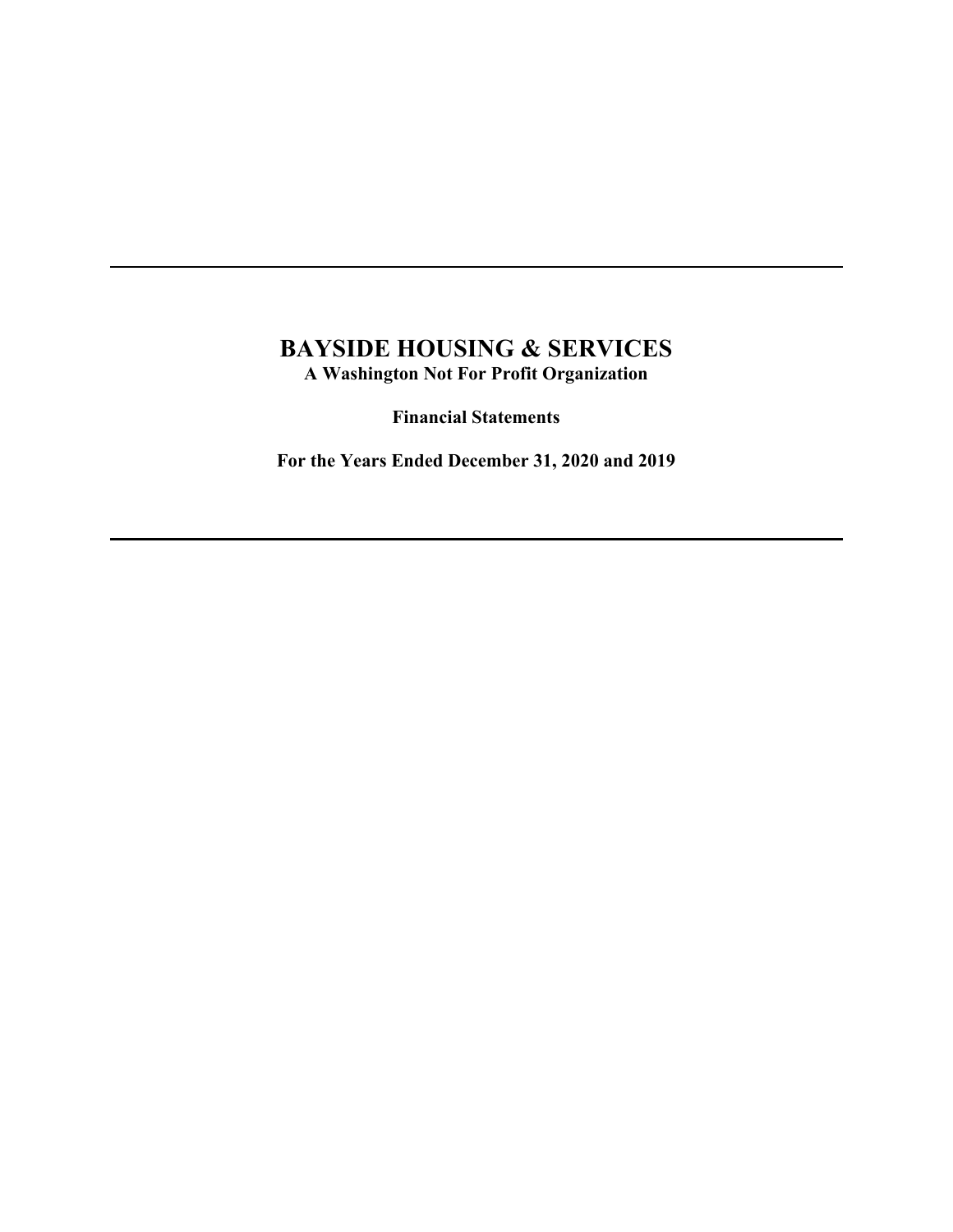---

# BAYSIDE HOUSING & SERVICES

**A Washington Not For Profit Organization**

**Financial Statements**

**For the Years Ended December 31, 2020 and 2019**

---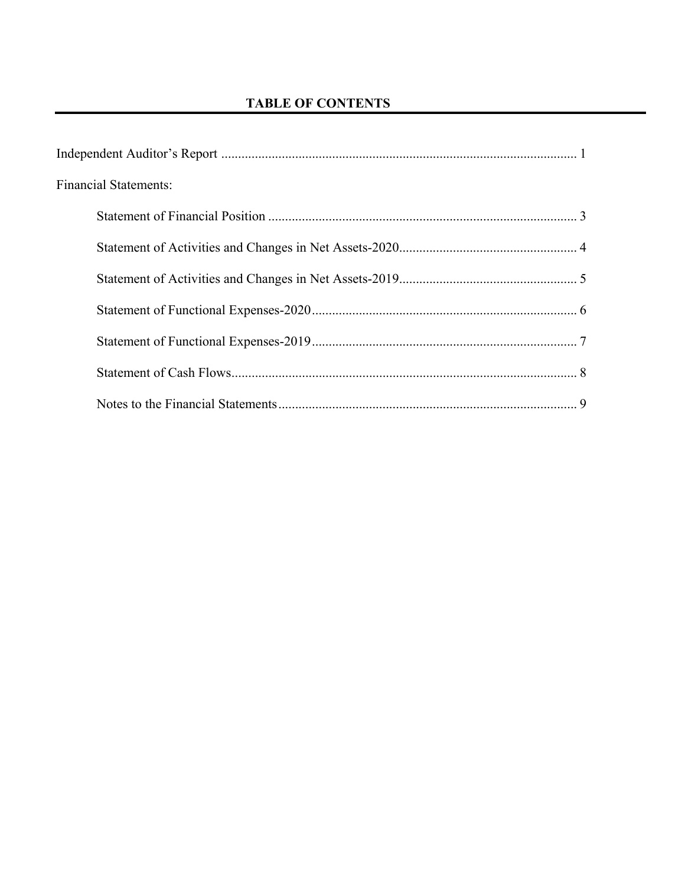# TABLE OF CONTENTS

Independent Auditor's Report .......................................................................................................... 1

Financial Statements:

- Statement of Financial Position ........................................................................................... 3
- Statement of Activities and Changes in Net Assets-2020..................................................... 4
- Statement of Activities and Changes in Net Assets-2019..................................................... 5
- Statement of Functional Expenses-2020............................................................................... 6
- Statement of Functional Expenses-2019............................................................................... 7
- Statement of Cash Flows....................................................................................................... 8
- Notes to the Financial Statements......................................................................................... 9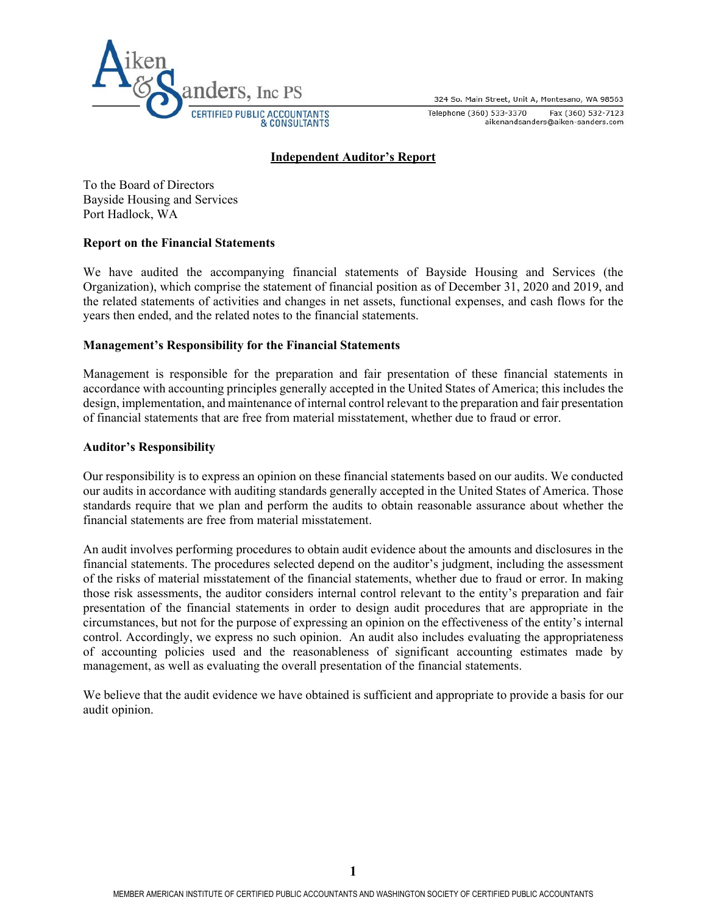Aiken & Sanders, Inc PS
CERTIFIED PUBLIC ACCOUNTANTS & CONSULTANTS

324 So. Main Street, Unit A, Montesano, WA 98563
Telephone (360) 533-3370 Fax (360) 532-7123
aikenandsanders@aiken-sanders.com

## Independent Auditor's Report

To the Board of Directors
Bayside Housing and Services
Port Hadlock, WA

### Report on the Financial Statements

We have audited the accompanying financial statements of Bayside Housing and Services (the Organization), which comprise the statement of financial position as of December 31, 2020 and 2019, and the related statements of activities and changes in net assets, functional expenses, and cash flows for the years then ended, and the related notes to the financial statements.

### Management's Responsibility for the Financial Statements

Management is responsible for the preparation and fair presentation of these financial statements in accordance with accounting principles generally accepted in the United States of America; this includes the design, implementation, and maintenance of internal control relevant to the preparation and fair presentation of financial statements that are free from material misstatement, whether due to fraud or error.

### Auditor's Responsibility

Our responsibility is to express an opinion on these financial statements based on our audits. We conducted our audits in accordance with auditing standards generally accepted in the United States of America. Those standards require that we plan and perform the audits to obtain reasonable assurance about whether the financial statements are free from material misstatement.

An audit involves performing procedures to obtain audit evidence about the amounts and disclosures in the financial statements. The procedures selected depend on the auditor's judgment, including the assessment of the risks of material misstatement of the financial statements, whether due to fraud or error. In making those risk assessments, the auditor considers internal control relevant to the entity's preparation and fair presentation of the financial statements in order to design audit procedures that are appropriate in the circumstances, but not for the purpose of expressing an opinion on the effectiveness of the entity's internal control. Accordingly, we express no such opinion. An audit also includes evaluating the appropriateness of accounting policies used and the reasonableness of significant accounting estimates made by management, as well as evaluating the overall presentation of the financial statements.

We believe that the audit evidence we have obtained is sufficient and appropriate to provide a basis for our audit opinion.

MEMBER AMERICAN INSTITUTE OF CERTIFIED PUBLIC ACCOUNTANTS AND WASHINGTON SOCIETY OF CERTIFIED PUBLIC ACCOUNTANTS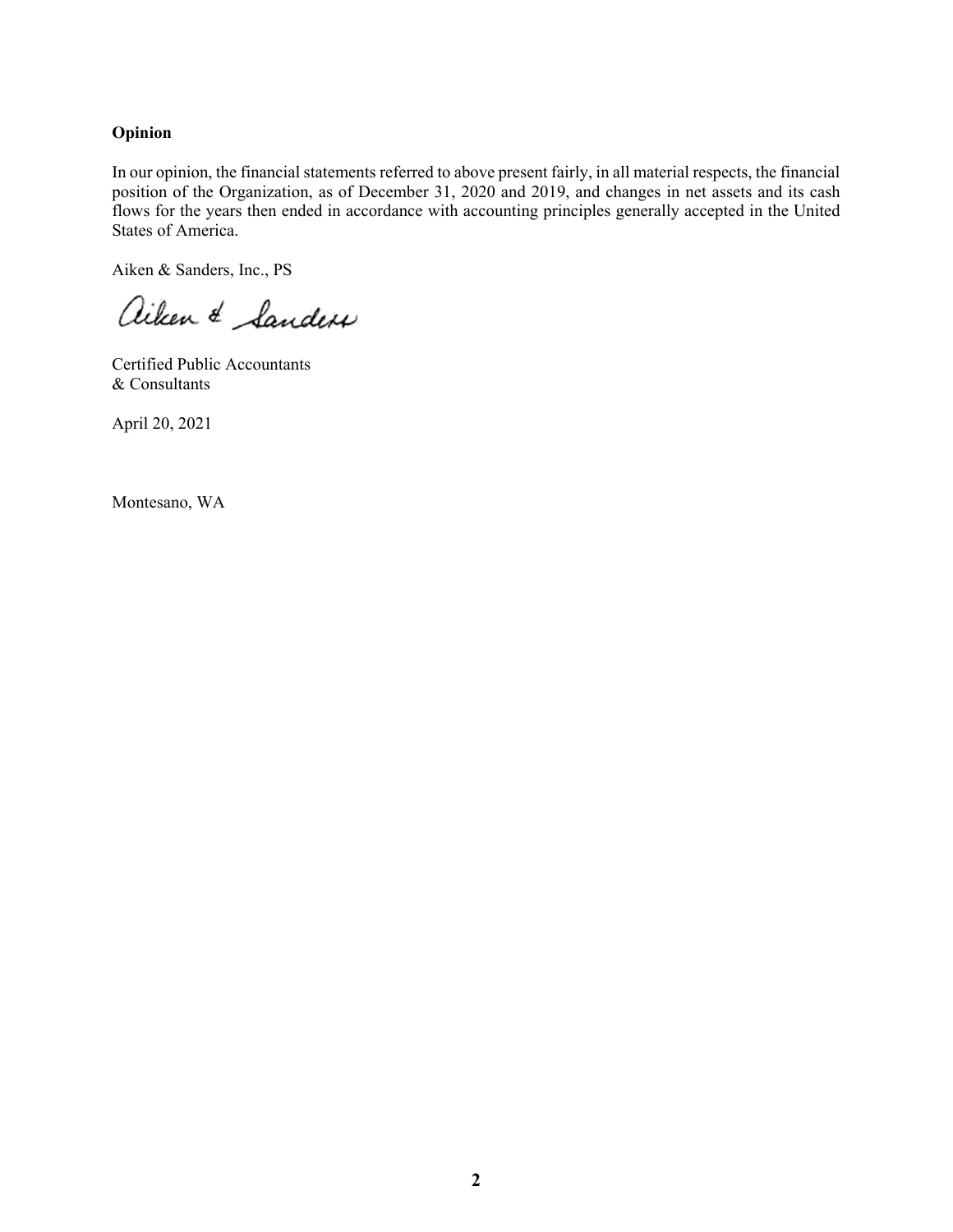**Opinion**

In our opinion, the financial statements referred to above present fairly, in all material respects, the financial position of the Organization, as of December 31, 2020 and 2019, and changes in net assets and its cash flows for the years then ended in accordance with accounting principles generally accepted in the United States of America.

Aiken & Sanders, Inc., PS

Aiken & Sanders

Certified Public Accountants
& Consultants

April 20, 2021

Montesano, WA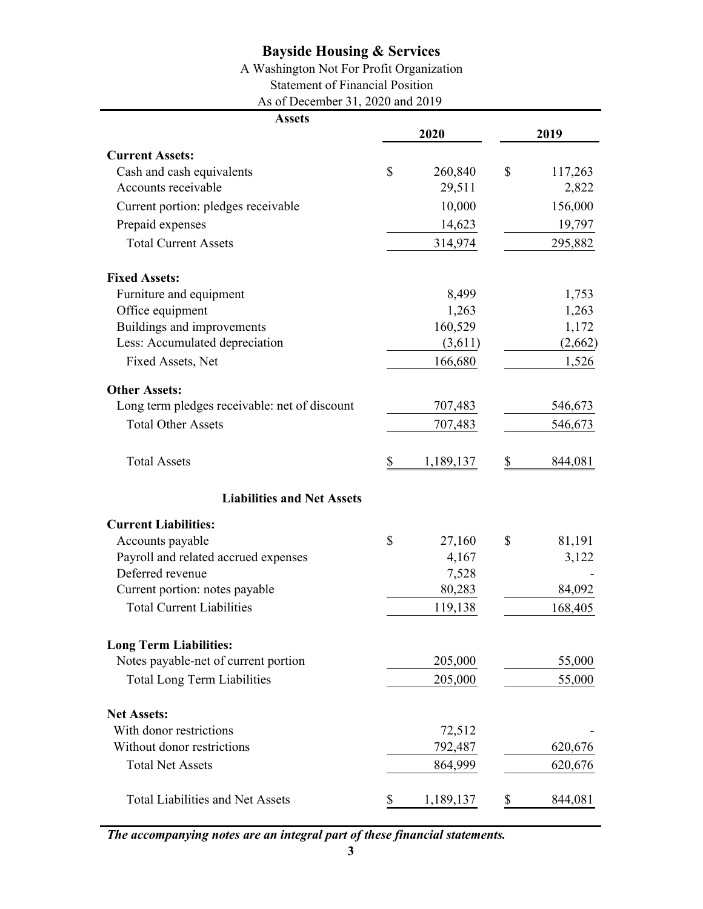# Bayside Housing & Services

A Washington Not For Profit Organization

Statement of Financial Position

As of December 31, 2020 and 2019

| Assets | 2020 | 2019 |
|---|---|---|
| **Current Assets:** | | |
| Cash and cash equivalents | $ 260,840 | $ 117,263 |
| Accounts receivable | 29,511 | 2,822 |
| Current portion: pledges receivable | 10,000 | 156,000 |
| Prepaid expenses | 14,623 | 19,797 |
| Total Current Assets | 314,974 | 295,882 |
| **Fixed Assets:** | | |
| Furniture and equipment | 8,499 | 1,753 |
| Office equipment | 1,263 | 1,263 |
| Buildings and improvements | 160,529 | 1,172 |
| Less: Accumulated depreciation | (3,611) | (2,662) |
| Fixed Assets, Net | 166,680 | 1,526 |
| **Other Assets:** | | |
| Long term pledges receivable: net of discount | 707,483 | 546,673 |
| Total Other Assets | 707,483 | 546,673 |
| Total Assets | $ 1,189,137 | $ 844,081 |
| **Liabilities and Net Assets** | | |
| **Current Liabilities:** | | |
| Accounts payable | $ 27,160 | $ 81,191 |
| Payroll and related accrued expenses | 4,167 | 3,122 |
| Deferred revenue | 7,528 | - |
| Current portion: notes payable | 80,283 | 84,092 |
| Total Current Liabilities | 119,138 | 168,405 |
| **Long Term Liabilities:** | | |
| Notes payable-net of current portion | 205,000 | 55,000 |
| Total Long Term Liabilities | 205,000 | 55,000 |
| **Net Assets:** | | |
| With donor restrictions | 72,512 | - |
| Without donor restrictions | 792,487 | 620,676 |
| Total Net Assets | 864,999 | 620,676 |
| Total Liabilities and Net Assets | $ 1,189,137 | $ 844,081 |

***The accompanying notes are an integral part of these financial statements.***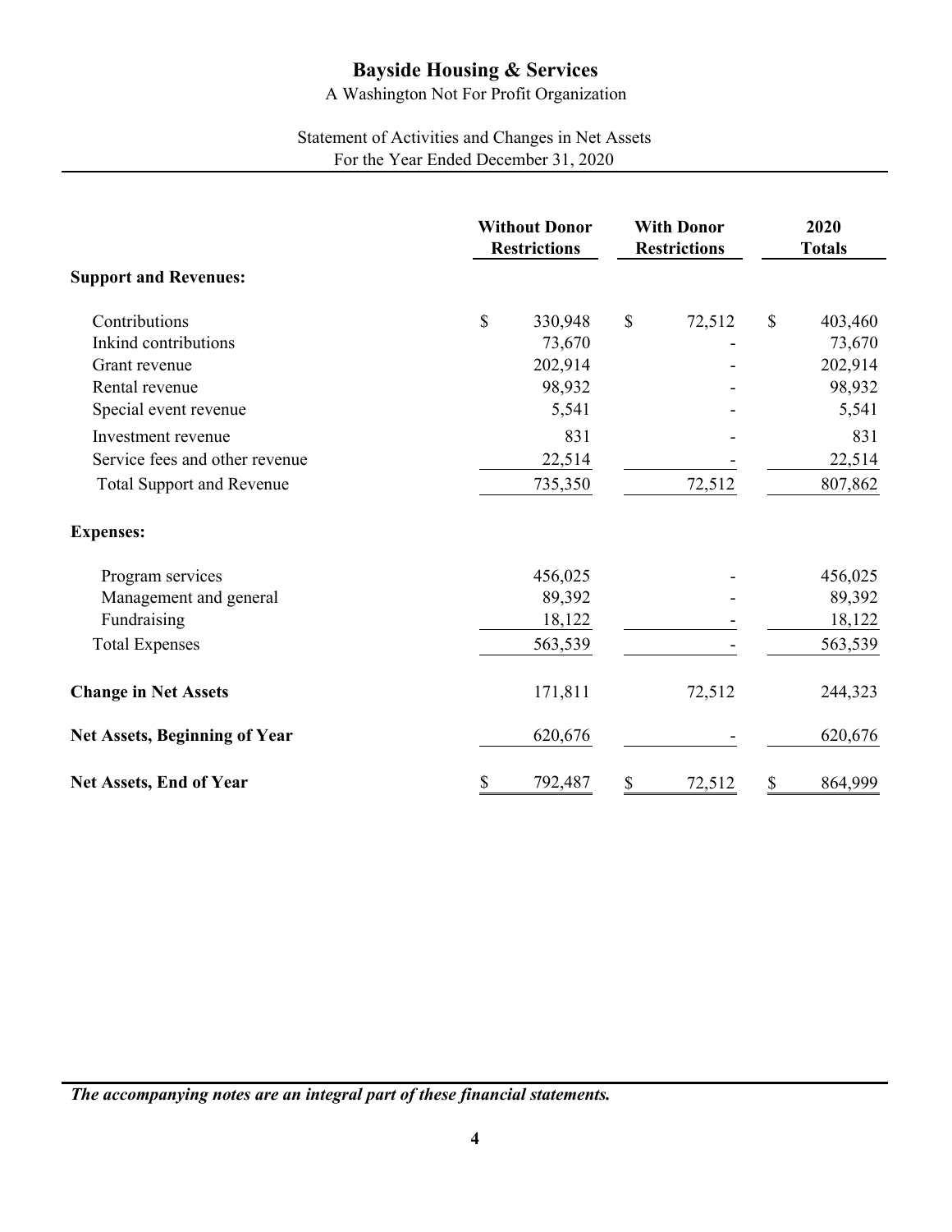# Bayside Housing & Services

A Washington Not For Profit Organization

Statement of Activities and Changes in Net Assets
For the Year Ended December 31, 2020

| | Without Donor Restrictions | With Donor Restrictions | 2020 Totals |
|---|---|---|---|
| **Support and Revenues:** | | | |
| Contributions | $ 330,948 | $ 72,512 | $ 403,460 |
| Inkind contributions | 73,670 | - | 73,670 |
| Grant revenue | 202,914 | - | 202,914 |
| Rental revenue | 98,932 | - | 98,932 |
| Special event revenue | 5,541 | - | 5,541 |
| Investment revenue | 831 | - | 831 |
| Service fees and other revenue | 22,514 | - | 22,514 |
| Total Support and Revenue | 735,350 | 72,512 | 807,862 |
| **Expenses:** | | | |
| Program services | 456,025 | - | 456,025 |
| Management and general | 89,392 | - | 89,392 |
| Fundraising | 18,122 | - | 18,122 |
| Total Expenses | 563,539 | - | 563,539 |
| **Change in Net Assets** | 171,811 | 72,512 | 244,323 |
| **Net Assets, Beginning of Year** | 620,676 | - | 620,676 |
| **Net Assets, End of Year** | $ 792,487 | $ 72,512 | $ 864,999 |

***The accompanying notes are an integral part of these financial statements.***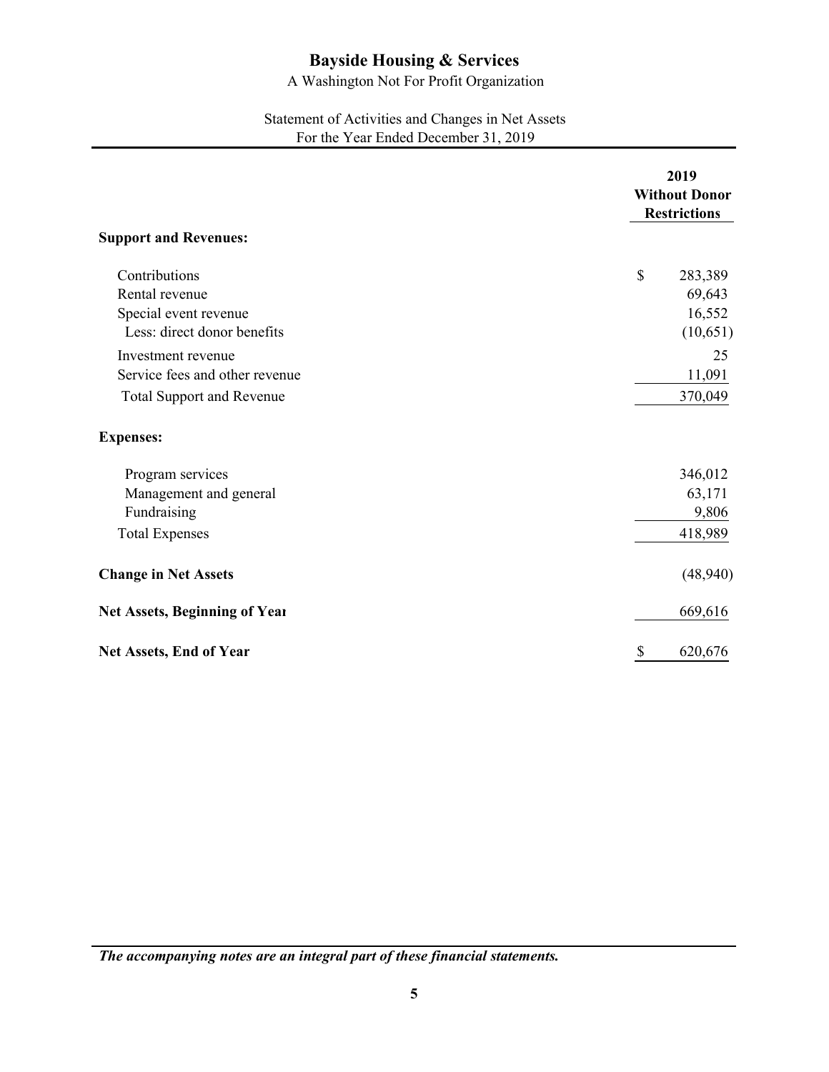# Bayside Housing & Services

A Washington Not For Profit Organization

Statement of Activities and Changes in Net Assets
For the Year Ended December 31, 2019

| | 2019 Without Donor Restrictions |
|---|---|
| **Support and Revenues:** | |
| Contributions | $ 283,389 |
| Rental revenue | 69,643 |
| Special event revenue | 16,552 |
| Less: direct donor benefits | (10,651) |
| Investment revenue | 25 |
| Service fees and other revenue | 11,091 |
| Total Support and Revenue | 370,049 |
| **Expenses:** | |
| Program services | 346,012 |
| Management and general | 63,171 |
| Fundraising | 9,806 |
| Total Expenses | 418,989 |
| **Change in Net Assets** | (48,940) |
| **Net Assets, Beginning of Year** | 669,616 |
| **Net Assets, End of Year** | $ 620,676 |

***The accompanying notes are an integral part of these financial statements.***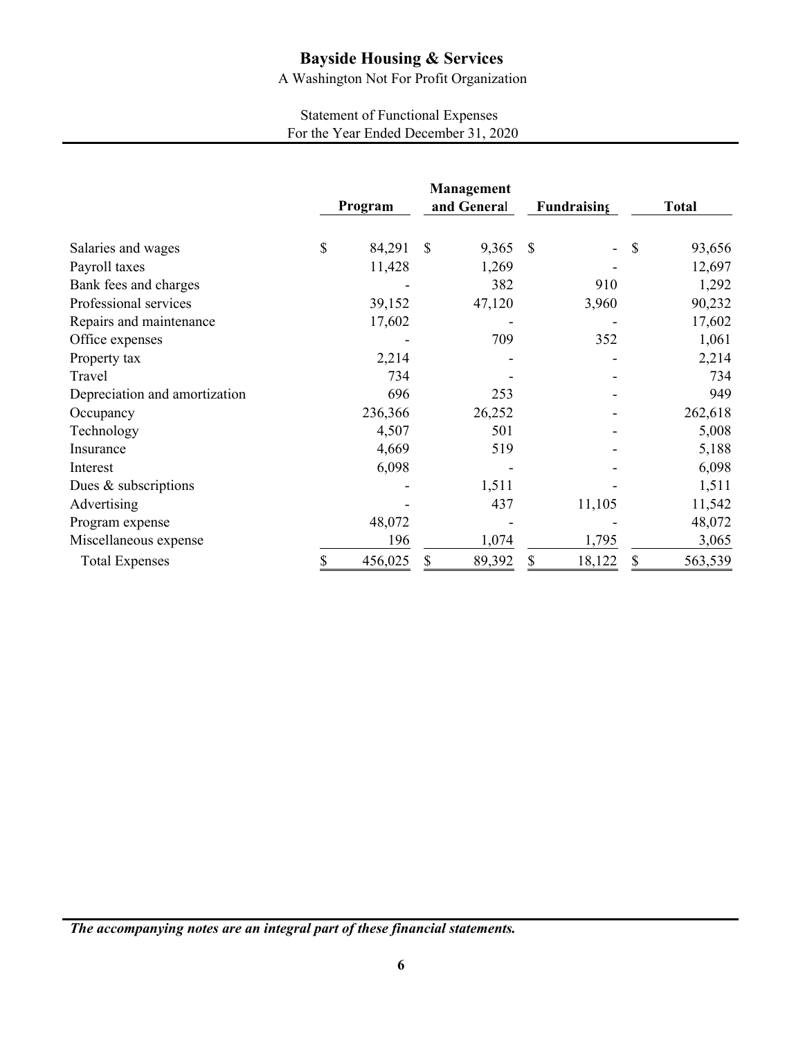# Bayside Housing & Services

A Washington Not For Profit Organization

Statement of Functional Expenses
For the Year Ended December 31, 2020

| | Program | Management and General | Fundraising | Total |
|---|---|---|---|---|
| Salaries and wages | $ 84,291 | $ 9,365 | $ - | $ 93,656 |
| Payroll taxes | 11,428 | 1,269 | - | 12,697 |
| Bank fees and charges | - | 382 | 910 | 1,292 |
| Professional services | 39,152 | 47,120 | 3,960 | 90,232 |
| Repairs and maintenance | 17,602 | - | - | 17,602 |
| Office expenses | - | 709 | 352 | 1,061 |
| Property tax | 2,214 | - | - | 2,214 |
| Travel | 734 | - | - | 734 |
| Depreciation and amortization | 696 | 253 | - | 949 |
| Occupancy | 236,366 | 26,252 | - | 262,618 |
| Technology | 4,507 | 501 | - | 5,008 |
| Insurance | 4,669 | 519 | - | 5,188 |
| Interest | 6,098 | - | - | 6,098 |
| Dues & subscriptions | - | 1,511 | - | 1,511 |
| Advertising | - | 437 | 11,105 | 11,542 |
| Program expense | 48,072 | - | - | 48,072 |
| Miscellaneous expense | 196 | 1,074 | 1,795 | 3,065 |
| Total Expenses | $ 456,025 | $ 89,392 | $ 18,122 | $ 563,539 |

***The accompanying notes are an integral part of these financial statements.***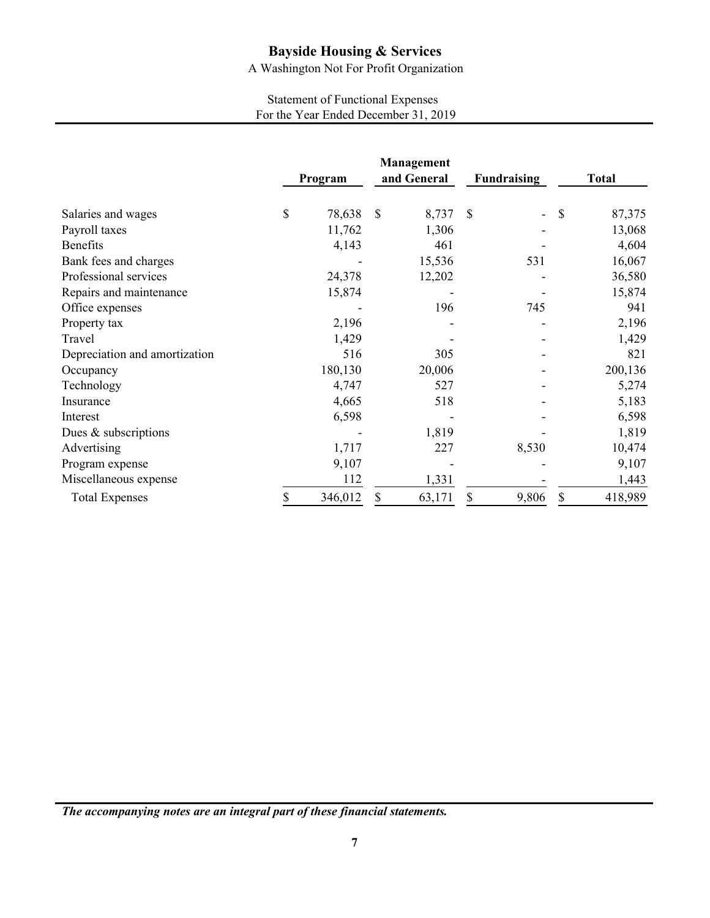# Bayside Housing & Services

A Washington Not For Profit Organization

Statement of Functional Expenses
For the Year Ended December 31, 2019

| | Program | Management and General | Fundraising | Total |
|---|---|---|---|---|
| Salaries and wages | $ 78,638 | $ 8,737 | $ - | $ 87,375 |
| Payroll taxes | 11,762 | 1,306 | - | 13,068 |
| Benefits | 4,143 | 461 | - | 4,604 |
| Bank fees and charges | - | 15,536 | 531 | 16,067 |
| Professional services | 24,378 | 12,202 | - | 36,580 |
| Repairs and maintenance | 15,874 | - | - | 15,874 |
| Office expenses | - | 196 | 745 | 941 |
| Property tax | 2,196 | - | - | 2,196 |
| Travel | 1,429 | - | - | 1,429 |
| Depreciation and amortization | 516 | 305 | - | 821 |
| Occupancy | 180,130 | 20,006 | - | 200,136 |
| Technology | 4,747 | 527 | - | 5,274 |
| Insurance | 4,665 | 518 | - | 5,183 |
| Interest | 6,598 | - | - | 6,598 |
| Dues & subscriptions | - | 1,819 | - | 1,819 |
| Advertising | 1,717 | 227 | 8,530 | 10,474 |
| Program expense | 9,107 | - | - | 9,107 |
| Miscellaneous expense | 112 | 1,331 | - | 1,443 |
| Total Expenses | $ 346,012 | $ 63,171 | $ 9,806 | $ 418,989 |

***The accompanying notes are an integral part of these financial statements.***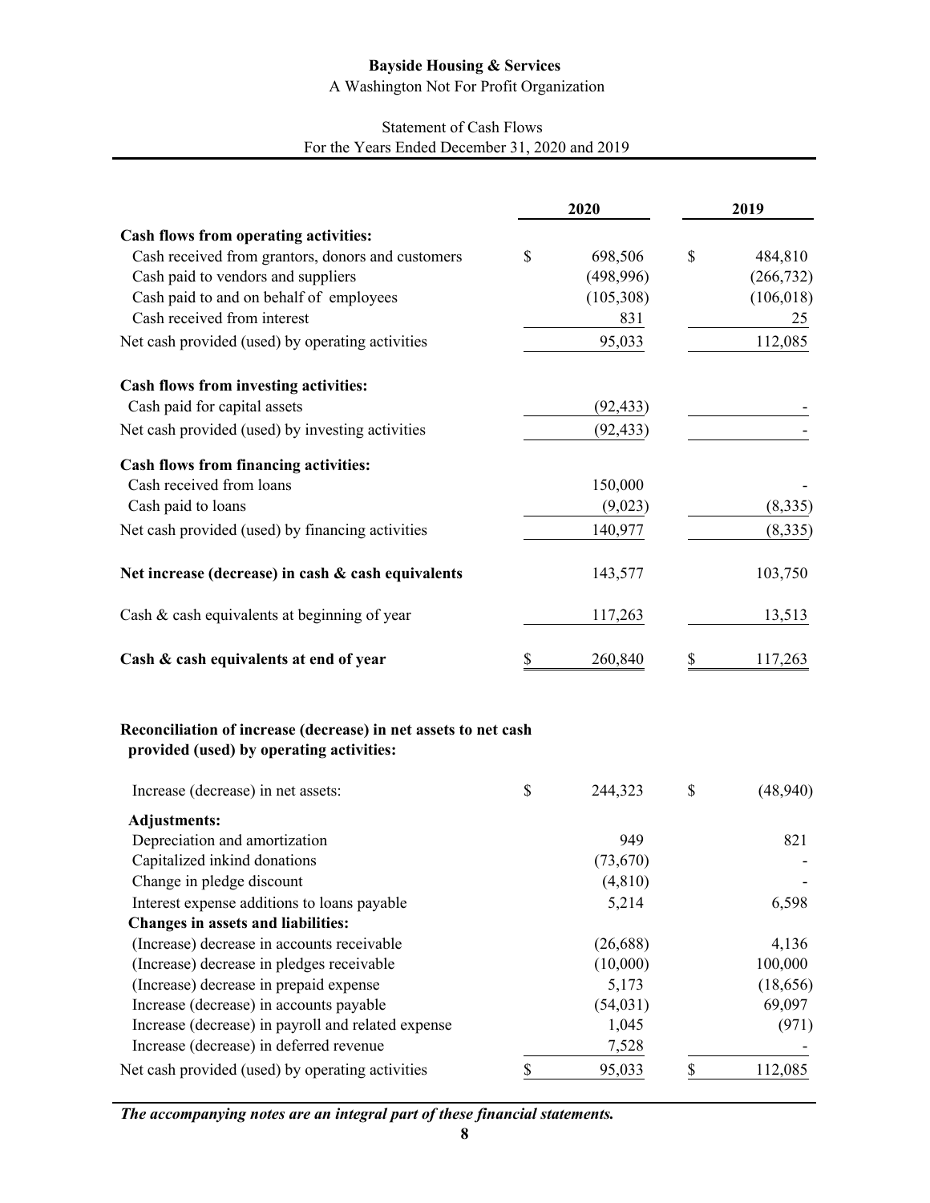**Bayside Housing & Services**

A Washington Not For Profit Organization

Statement of Cash Flows
For the Years Ended December 31, 2020 and 2019

| | 2020 | 2019 |
|---|---|---|
| **Cash flows from operating activities:** | | |
| Cash received from grantors, donors and customers | $ 698,506 | $ 484,810 |
| Cash paid to vendors and suppliers | (498,996) | (266,732) |
| Cash paid to and on behalf of employees | (105,308) | (106,018) |
| Cash received from interest | 831 | 25 |
| Net cash provided (used) by operating activities | 95,033 | 112,085 |
| **Cash flows from investing activities:** | | |
| Cash paid for capital assets | (92,433) | - |
| Net cash provided (used) by investing activities | (92,433) | - |
| **Cash flows from financing activities:** | | |
| Cash received from loans | 150,000 | - |
| Cash paid to loans | (9,023) | (8,335) |
| Net cash provided (used) by financing activities | 140,977 | (8,335) |
| **Net increase (decrease) in cash & cash equivalents** | 143,577 | 103,750 |
| Cash & cash equivalents at beginning of year | 117,263 | 13,513 |
| **Cash & cash equivalents at end of year** | $ 260,840 | $ 117,263 |

**Reconciliation of increase (decrease) in net assets to net cash provided (used) by operating activities:**

| | 2020 | 2019 |
|---|---|---|
| Increase (decrease) in net assets: | $ 244,323 | $ (48,940) |
| **Adjustments:** | | |
| Depreciation and amortization | 949 | 821 |
| Capitalized inkind donations | (73,670) | - |
| Change in pledge discount | (4,810) | - |
| Interest expense additions to loans payable | 5,214 | 6,598 |
| **Changes in assets and liabilities:** | | |
| (Increase) decrease in accounts receivable | (26,688) | 4,136 |
| (Increase) decrease in pledges receivable | (10,000) | 100,000 |
| (Increase) decrease in prepaid expense | 5,173 | (18,656) |
| Increase (decrease) in accounts payable | (54,031) | 69,097 |
| Increase (decrease) in payroll and related expense | 1,045 | (971) |
| Increase (decrease) in deferred revenue | 7,528 | - |
| Net cash provided (used) by operating activities | $ 95,033 | $ 112,085 |

***The accompanying notes are an integral part of these financial statements.***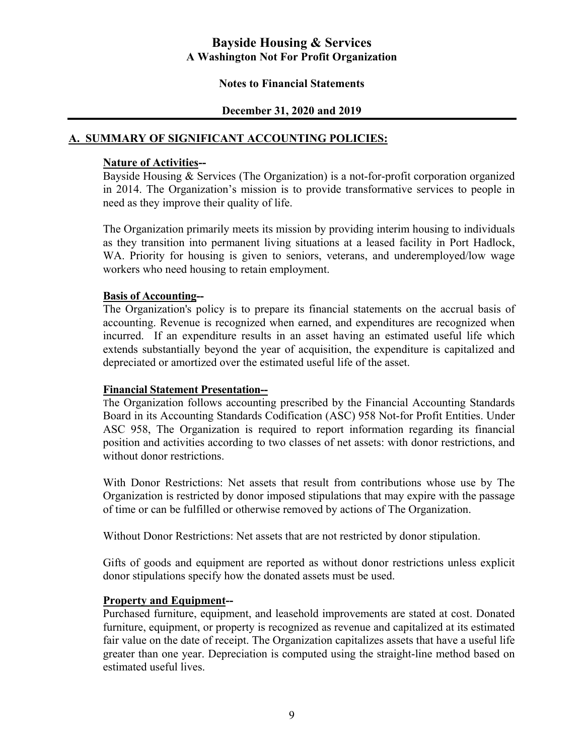# Bayside Housing & Services

**A Washington Not For Profit Organization**

**Notes to Financial Statements**

**December 31, 2020 and 2019**

## A. SUMMARY OF SIGNIFICANT ACCOUNTING POLICIES:

**Nature of Activities--**

Bayside Housing & Services (The Organization) is a not-for-profit corporation organized in 2014. The Organization's mission is to provide transformative services to people in need as they improve their quality of life.

The Organization primarily meets its mission by providing interim housing to individuals as they transition into permanent living situations at a leased facility in Port Hadlock, WA. Priority for housing is given to seniors, veterans, and underemployed/low wage workers who need housing to retain employment.

**Basis of Accounting--**

The Organization's policy is to prepare its financial statements on the accrual basis of accounting. Revenue is recognized when earned, and expenditures are recognized when incurred. If an expenditure results in an asset having an estimated useful life which extends substantially beyond the year of acquisition, the expenditure is capitalized and depreciated or amortized over the estimated useful life of the asset.

**Financial Statement Presentation--**

The Organization follows accounting prescribed by the Financial Accounting Standards Board in its Accounting Standards Codification (ASC) 958 Not-for Profit Entities. Under ASC 958, The Organization is required to report information regarding its financial position and activities according to two classes of net assets: with donor restrictions, and without donor restrictions.

With Donor Restrictions: Net assets that result from contributions whose use by The Organization is restricted by donor imposed stipulations that may expire with the passage of time or can be fulfilled or otherwise removed by actions of The Organization.

Without Donor Restrictions: Net assets that are not restricted by donor stipulation.

Gifts of goods and equipment are reported as without donor restrictions unless explicit donor stipulations specify how the donated assets must be used.

**Property and Equipment--**

Purchased furniture, equipment, and leasehold improvements are stated at cost. Donated furniture, equipment, or property is recognized as revenue and capitalized at its estimated fair value on the date of receipt. The Organization capitalizes assets that have a useful life greater than one year. Depreciation is computed using the straight-line method based on estimated useful lives.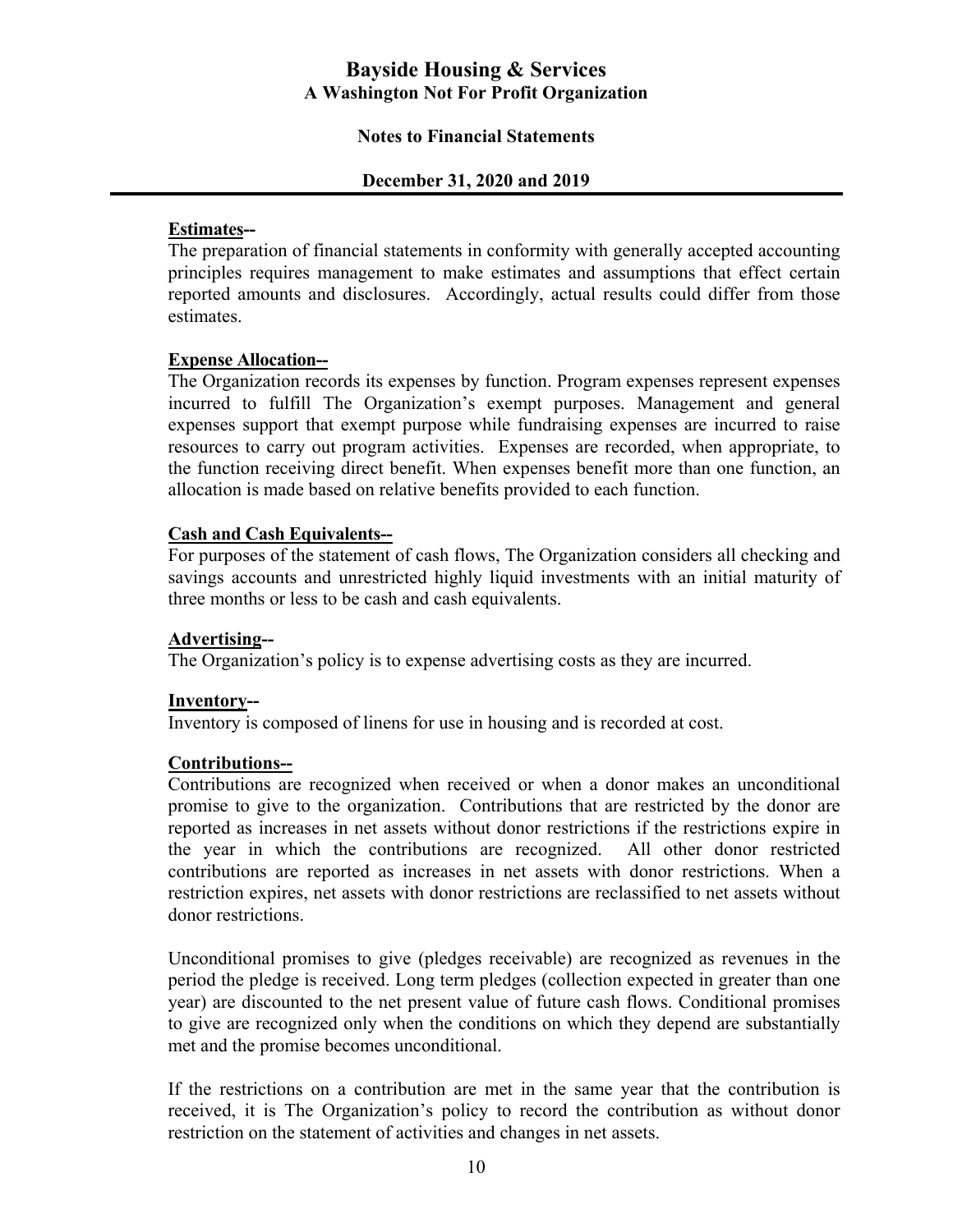**Estimates--**

The preparation of financial statements in conformity with generally accepted accounting principles requires management to make estimates and assumptions that effect certain reported amounts and disclosures. Accordingly, actual results could differ from those estimates.

**Expense Allocation--**

The Organization records its expenses by function. Program expenses represent expenses incurred to fulfill The Organization's exempt purposes. Management and general expenses support that exempt purpose while fundraising expenses are incurred to raise resources to carry out program activities. Expenses are recorded, when appropriate, to the function receiving direct benefit. When expenses benefit more than one function, an allocation is made based on relative benefits provided to each function.

**Cash and Cash Equivalents--**

For purposes of the statement of cash flows, The Organization considers all checking and savings accounts and unrestricted highly liquid investments with an initial maturity of three months or less to be cash and cash equivalents.

**Advertising--**

The Organization's policy is to expense advertising costs as they are incurred.

**Inventory--**

Inventory is composed of linens for use in housing and is recorded at cost.

**Contributions--**

Contributions are recognized when received or when a donor makes an unconditional promise to give to the organization. Contributions that are restricted by the donor are reported as increases in net assets without donor restrictions if the restrictions expire in the year in which the contributions are recognized. All other donor restricted contributions are reported as increases in net assets with donor restrictions. When a restriction expires, net assets with donor restrictions are reclassified to net assets without donor restrictions.

Unconditional promises to give (pledges receivable) are recognized as revenues in the period the pledge is received. Long term pledges (collection expected in greater than one year) are discounted to the net present value of future cash flows. Conditional promises to give are recognized only when the conditions on which they depend are substantially met and the promise becomes unconditional.

If the restrictions on a contribution are met in the same year that the contribution is received, it is The Organization's policy to record the contribution as without donor restriction on the statement of activities and changes in net assets.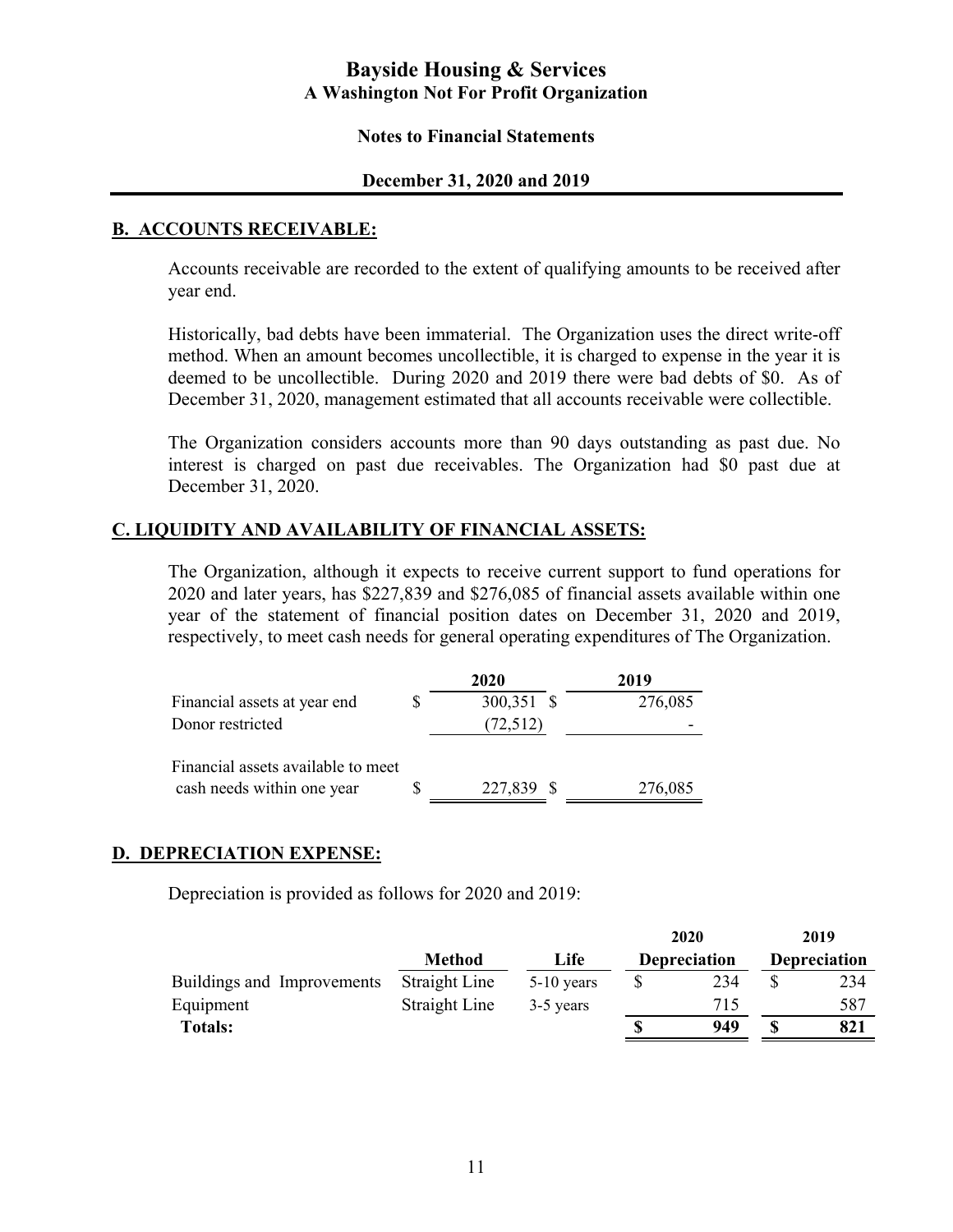# Bayside Housing & Services
## A Washington Not For Profit Organization

### Notes to Financial Statements

### December 31, 2020 and 2019

## B. ACCOUNTS RECEIVABLE:

Accounts receivable are recorded to the extent of qualifying amounts to be received after year end.

Historically, bad debts have been immaterial. The Organization uses the direct write-off method. When an amount becomes uncollectible, it is charged to expense in the year it is deemed to be uncollectible. During 2020 and 2019 there were bad debts of $0. As of December 31, 2020, management estimated that all accounts receivable were collectible.

The Organization considers accounts more than 90 days outstanding as past due. No interest is charged on past due receivables. The Organization had $0 past due at December 31, 2020.

## C. LIQUIDITY AND AVAILABILITY OF FINANCIAL ASSETS:

The Organization, although it expects to receive current support to fund operations for 2020 and later years, has $227,839 and $276,085 of financial assets available within one year of the statement of financial position dates on December 31, 2020 and 2019, respectively, to meet cash needs for general operating expenditures of The Organization.

| | 2020 | 2019 |
|---|---|---|
| Financial assets at year end | $ 300,351 | $ 276,085 |
| Donor restricted | (72,512) | - |
| Financial assets available to meet cash needs within one year | $ 227,839 | $ 276,085 |

## D. DEPRECIATION EXPENSE:

Depreciation is provided as follows for 2020 and 2019:

| | Method | Life | 2020 Depreciation | 2019 Depreciation |
|---|---|---|---|---|
| Buildings and Improvements | Straight Line | 5-10 years | $ 234 | $ 234 |
| Equipment | Straight Line | 3-5 years | 715 | 587 |
| **Totals:** | | | **$ 949** | **$ 821** |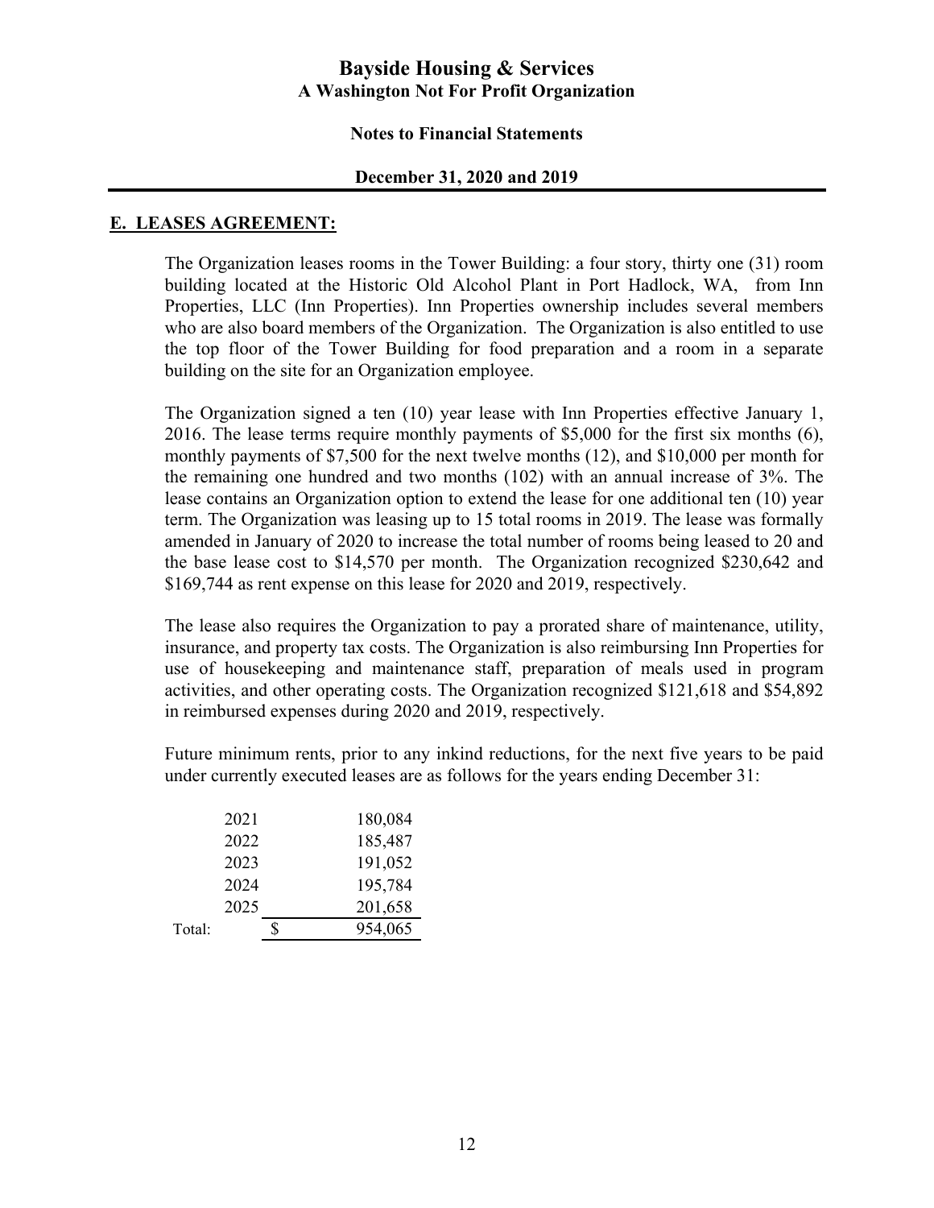# Bayside Housing & Services

**A Washington Not For Profit Organization**

**Notes to Financial Statements**

**December 31, 2020 and 2019**

## E. LEASES AGREEMENT:

The Organization leases rooms in the Tower Building: a four story, thirty one (31) room building located at the Historic Old Alcohol Plant in Port Hadlock, WA, from Inn Properties, LLC (Inn Properties). Inn Properties ownership includes several members who are also board members of the Organization. The Organization is also entitled to use the top floor of the Tower Building for food preparation and a room in a separate building on the site for an Organization employee.

The Organization signed a ten (10) year lease with Inn Properties effective January 1, 2016. The lease terms require monthly payments of $5,000 for the first six months (6), monthly payments of $7,500 for the next twelve months (12), and $10,000 per month for the remaining one hundred and two months (102) with an annual increase of 3%. The lease contains an Organization option to extend the lease for one additional ten (10) year term. The Organization was leasing up to 15 total rooms in 2019. The lease was formally amended in January of 2020 to increase the total number of rooms being leased to 20 and the base lease cost to $14,570 per month. The Organization recognized $230,642 and $169,744 as rent expense on this lease for 2020 and 2019, respectively.

The lease also requires the Organization to pay a prorated share of maintenance, utility, insurance, and property tax costs. The Organization is also reimbursing Inn Properties for use of housekeeping and maintenance staff, preparation of meals used in program activities, and other operating costs. The Organization recognized $121,618 and $54,892 in reimbursed expenses during 2020 and 2019, respectively.

Future minimum rents, prior to any inkind reductions, for the next five years to be paid under currently executed leases are as follows for the years ending December 31:

| | Year | Amount |
|---|---|---|
| | 2021 | 180,084 |
| | 2022 | 185,487 |
| | 2023 | 191,052 |
| | 2024 | 195,784 |
| | 2025 | 201,658 |
| Total: | | $ 954,065 |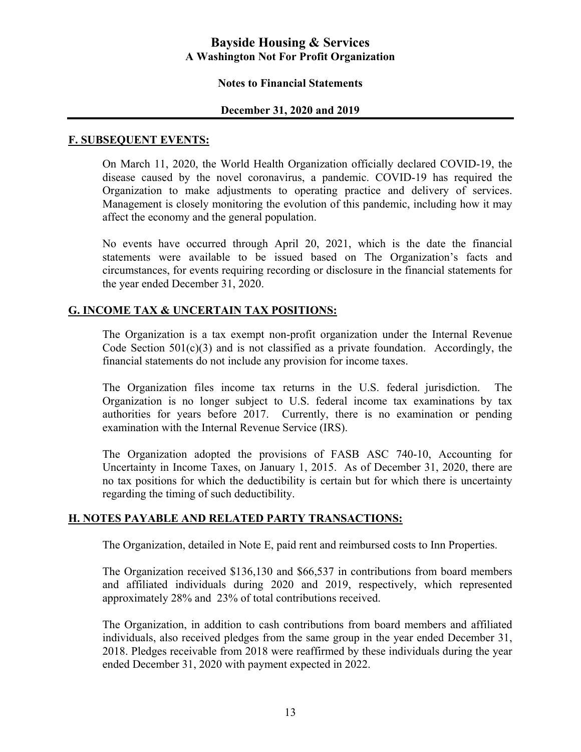## F. SUBSEQUENT EVENTS:

On March 11, 2020, the World Health Organization officially declared COVID-19, the disease caused by the novel coronavirus, a pandemic. COVID-19 has required the Organization to make adjustments to operating practice and delivery of services. Management is closely monitoring the evolution of this pandemic, including how it may affect the economy and the general population.

No events have occurred through April 20, 2021, which is the date the financial statements were available to be issued based on The Organization's facts and circumstances, for events requiring recording or disclosure in the financial statements for the year ended December 31, 2020.

## G. INCOME TAX & UNCERTAIN TAX POSITIONS:

The Organization is a tax exempt non-profit organization under the Internal Revenue Code Section 501(c)(3) and is not classified as a private foundation. Accordingly, the financial statements do not include any provision for income taxes.

The Organization files income tax returns in the U.S. federal jurisdiction. The Organization is no longer subject to U.S. federal income tax examinations by tax authorities for years before 2017. Currently, there is no examination or pending examination with the Internal Revenue Service (IRS).

The Organization adopted the provisions of FASB ASC 740-10, Accounting for Uncertainty in Income Taxes, on January 1, 2015. As of December 31, 2020, there are no tax positions for which the deductibility is certain but for which there is uncertainty regarding the timing of such deductibility.

## H. NOTES PAYABLE AND RELATED PARTY TRANSACTIONS:

The Organization, detailed in Note E, paid rent and reimbursed costs to Inn Properties.

The Organization received $136,130 and $66,537 in contributions from board members and affiliated individuals during 2020 and 2019, respectively, which represented approximately 28% and 23% of total contributions received.

The Organization, in addition to cash contributions from board members and affiliated individuals, also received pledges from the same group in the year ended December 31, 2018. Pledges receivable from 2018 were reaffirmed by these individuals during the year ended December 31, 2020 with payment expected in 2022.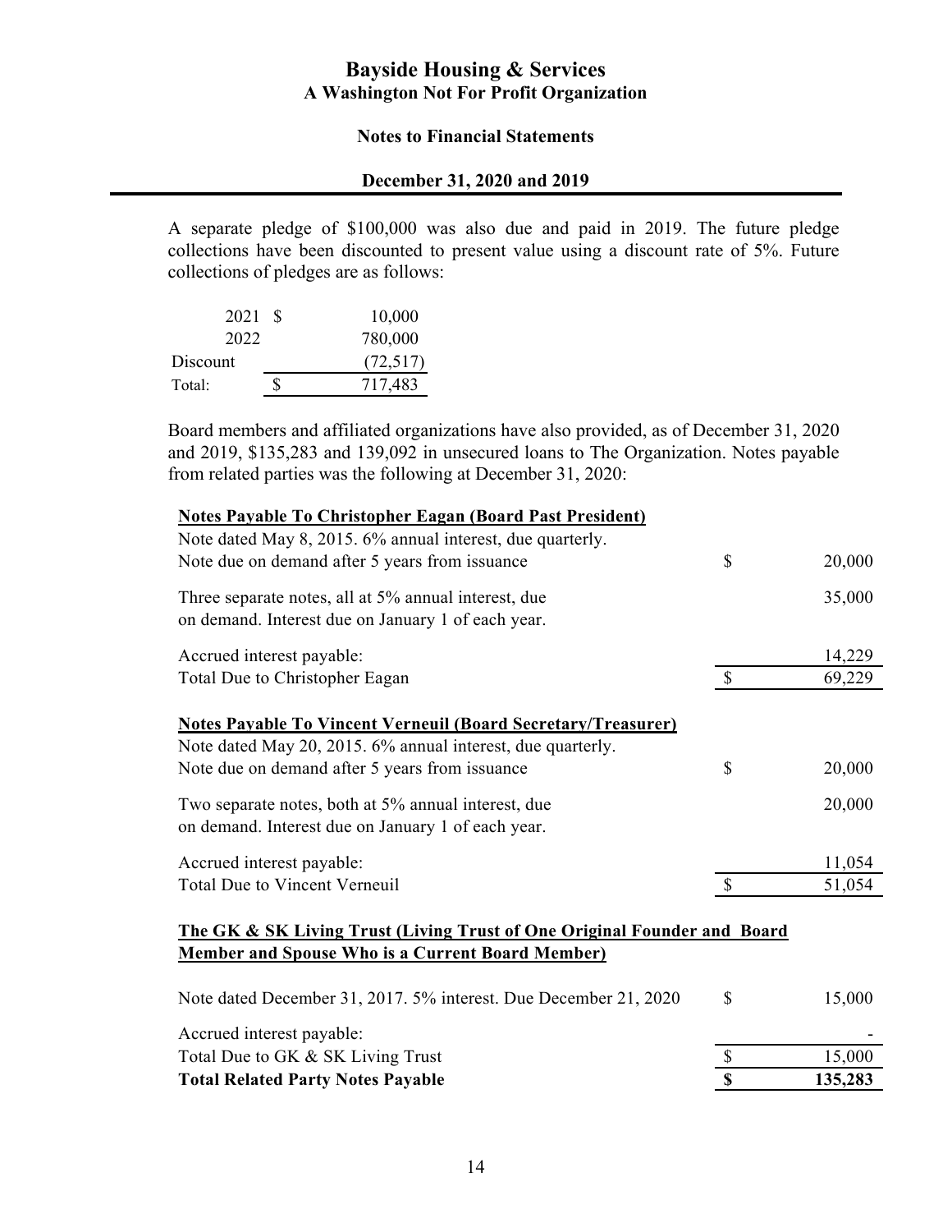A separate pledge of $100,000 was also due and paid in 2019. The future pledge collections have been discounted to present value using a discount rate of 5%. Future collections of pledges are as follows:

| | | |
|---|---|---|
| 2021 | $ | 10,000 |
| 2022 | | 780,000 |
| Discount | | (72,517) |
| Total: | $ | 717,483 |

Board members and affiliated organizations have also provided, as of December 31, 2020 and 2019, $135,283 and 139,092 in unsecured loans to The Organization. Notes payable from related parties was the following at December 31, 2020:

| | | |
|---|---|---|
| **Notes Payable To Christopher Eagan (Board Past President)** | | |
| Note dated May 8, 2015. 6% annual interest, due quarterly. Note due on demand after 5 years from issuance | $ | 20,000 |
| Three separate notes, all at 5% annual interest, due on demand. Interest due on January 1 of each year. | | 35,000 |
| Accrued interest payable: | | 14,229 |
| Total Due to Christopher Eagan | $ | 69,229 |
| **Notes Payable To Vincent Verneuil (Board Secretary/Treasurer)** | | |
| Note dated May 20, 2015. 6% annual interest, due quarterly. Note due on demand after 5 years from issuance | $ | 20,000 |
| Two separate notes, both at 5% annual interest, due on demand. Interest due on January 1 of each year. | | 20,000 |
| Accrued interest payable: | | 11,054 |
| Total Due to Vincent Verneuil | $ | 51,054 |
| **The GK & SK Living Trust (Living Trust of One Original Founder and Board Member and Spouse Who is a Current Board Member)** | | |
| Note dated December 31, 2017. 5% interest. Due December 21, 2020 | $ | 15,000 |
| Accrued interest payable: | | - |
| Total Due to GK & SK Living Trust | $ | 15,000 |
| **Total Related Party Notes Payable** | **$** | **135,283** |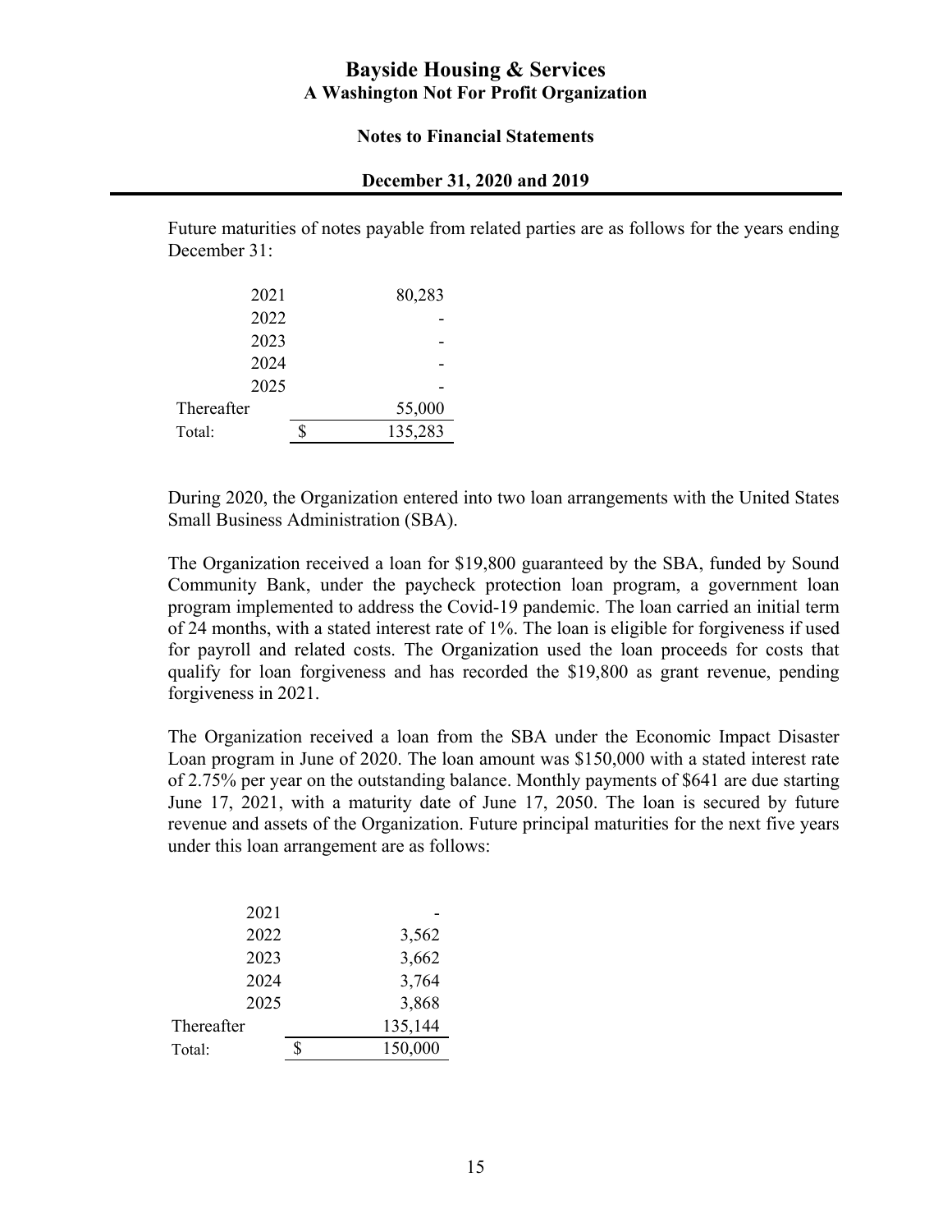Future maturities of notes payable from related parties are as follows for the years ending December 31:

| | | |
|---|---|---|
| 2021 | | 80,283 |
| 2022 | | - |
| 2023 | | - |
| 2024 | | - |
| 2025 | | - |
| Thereafter | | 55,000 |
| Total: | $ | 135,283 |

During 2020, the Organization entered into two loan arrangements with the United States Small Business Administration (SBA).

The Organization received a loan for $19,800 guaranteed by the SBA, funded by Sound Community Bank, under the paycheck protection loan program, a government loan program implemented to address the Covid-19 pandemic. The loan carried an initial term of 24 months, with a stated interest rate of 1%. The loan is eligible for forgiveness if used for payroll and related costs. The Organization used the loan proceeds for costs that qualify for loan forgiveness and has recorded the $19,800 as grant revenue, pending forgiveness in 2021.

The Organization received a loan from the SBA under the Economic Impact Disaster Loan program in June of 2020. The loan amount was $150,000 with a stated interest rate of 2.75% per year on the outstanding balance. Monthly payments of $641 are due starting June 17, 2021, with a maturity date of June 17, 2050. The loan is secured by future revenue and assets of the Organization. Future principal maturities for the next five years under this loan arrangement are as follows:

| | | |
|---|---|---|
| 2021 | | - |
| 2022 | | 3,562 |
| 2023 | | 3,662 |
| 2024 | | 3,764 |
| 2025 | | 3,868 |
| Thereafter | | 135,144 |
| Total: | $ | 150,000 |